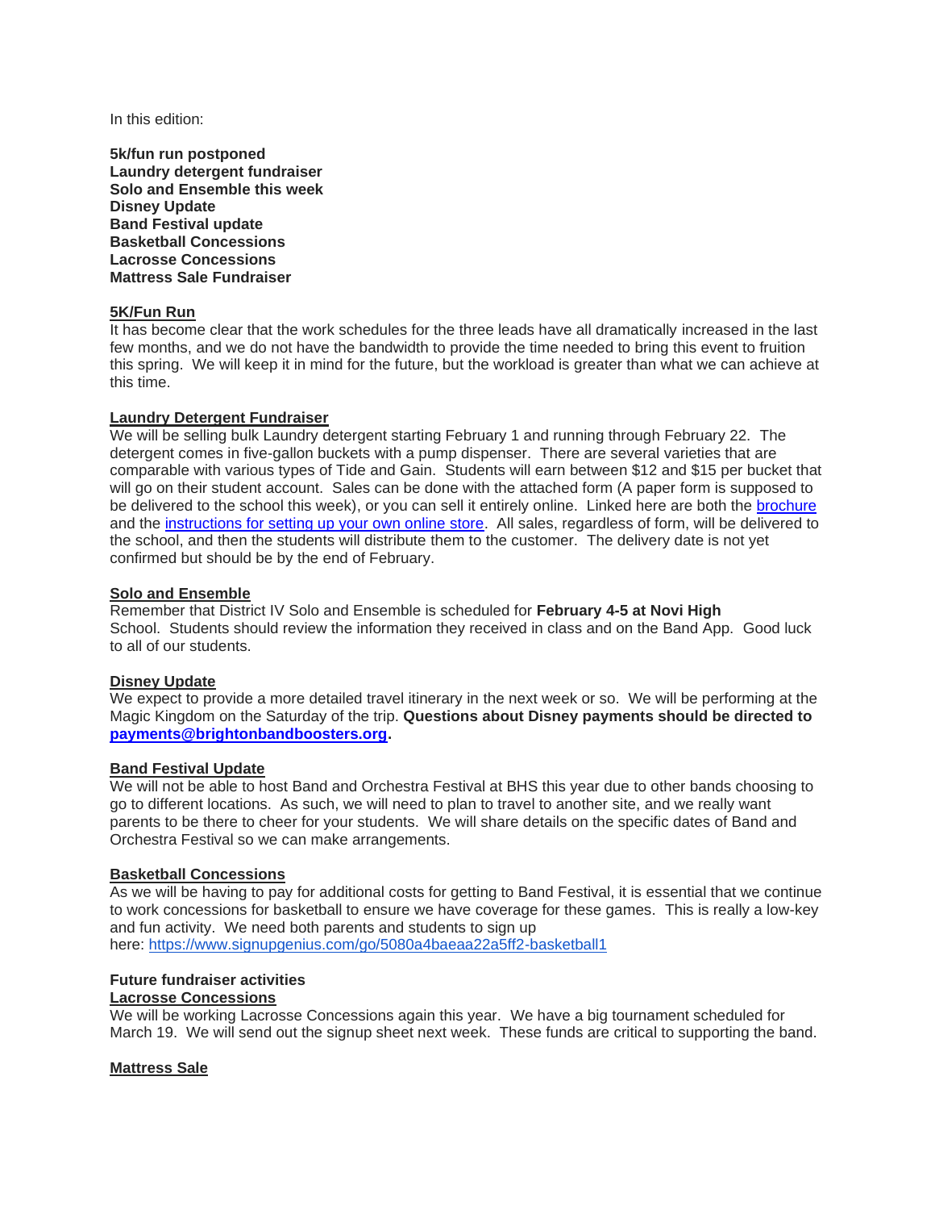In this edition:

**5k/fun run postponed**
**Laundry detergent fundraiser**
**Solo and Ensemble this week**
**Disney Update**
**Band Festival update**
**Basketball Concessions**
**Lacrosse Concessions**
**Mattress Sale Fundraiser**

## 5K/Fun Run

It has become clear that the work schedules for the three leads have all dramatically increased in the last few months, and we do not have the bandwidth to provide the time needed to bring this event to fruition this spring. We will keep it in mind for the future, but the workload is greater than what we can achieve at this time.

## Laundry Detergent Fundraiser

We will be selling bulk Laundry detergent starting February 1 and running through February 22. The detergent comes in five-gallon buckets with a pump dispenser. There are several varieties that are comparable with various types of Tide and Gain. Students will earn between $12 and $15 per bucket that will go on their student account. Sales can be done with the attached form (A paper form is supposed to be delivered to the school this week), or you can sell it entirely online. Linked here are both the brochure and the instructions for setting up your own online store. All sales, regardless of form, will be delivered to the school, and then the students will distribute them to the customer. The delivery date is not yet confirmed but should be by the end of February.

## Solo and Ensemble

Remember that District IV Solo and Ensemble is scheduled for **February 4-5 at Novi High** School. Students should review the information they received in class and on the Band App. Good luck to all of our students.

## Disney Update

We expect to provide a more detailed travel itinerary in the next week or so. We will be performing at the Magic Kingdom on the Saturday of the trip. **Questions about Disney payments should be directed to payments@brightonbandboosters.org.**

## Band Festival Update

We will not be able to host Band and Orchestra Festival at BHS this year due to other bands choosing to go to different locations. As such, we will need to plan to travel to another site, and we really want parents to be there to cheer for your students. We will share details on the specific dates of Band and Orchestra Festival so we can make arrangements.

## Basketball Concessions

As we will be having to pay for additional costs for getting to Band Festival, it is essential that we continue to work concessions for basketball to ensure we have coverage for these games. This is really a low-key and fun activity. We need both parents and students to sign up here: https://www.signupgenius.com/go/5080a4baeaa22a5ff2-basketball1

**Future fundraiser activities**

## Lacrosse Concessions

We will be working Lacrosse Concessions again this year. We have a big tournament scheduled for March 19. We will send out the signup sheet next week. These funds are critical to supporting the band.

## Mattress Sale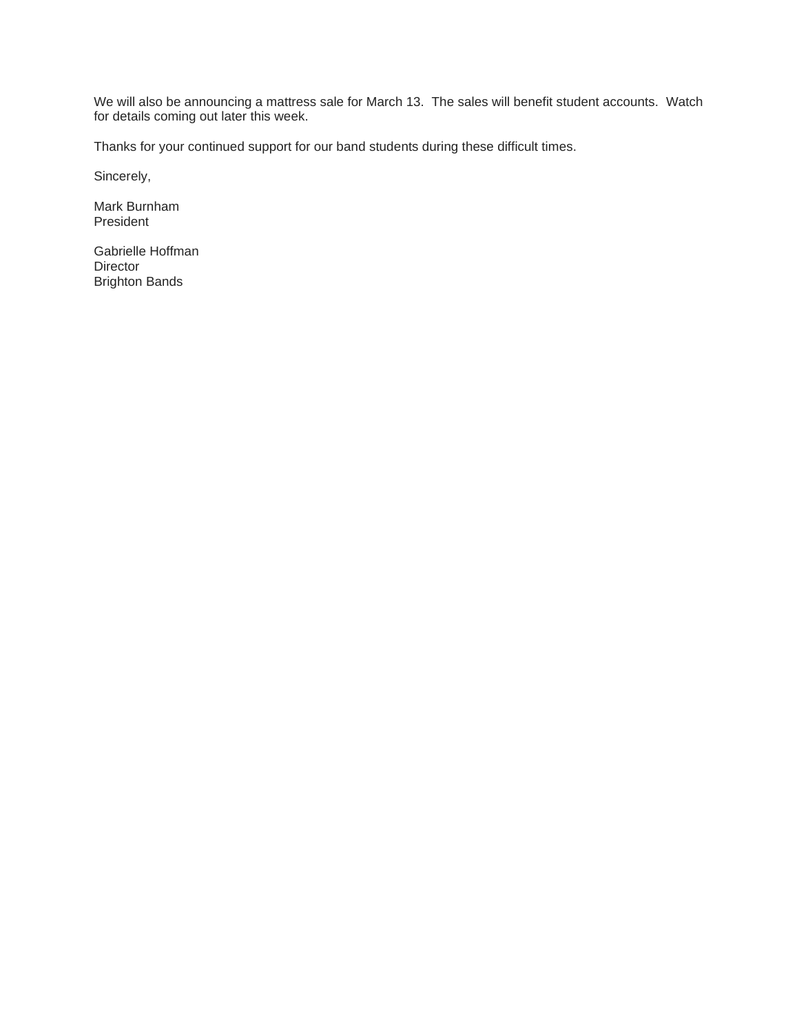We will also be announcing a mattress sale for March 13.  The sales will benefit student accounts.  Watch for details coming out later this week.

Thanks for your continued support for our band students during these difficult times.

Sincerely,

Mark Burnham  
President

Gabrielle Hoffman  
Director  
Brighton Bands